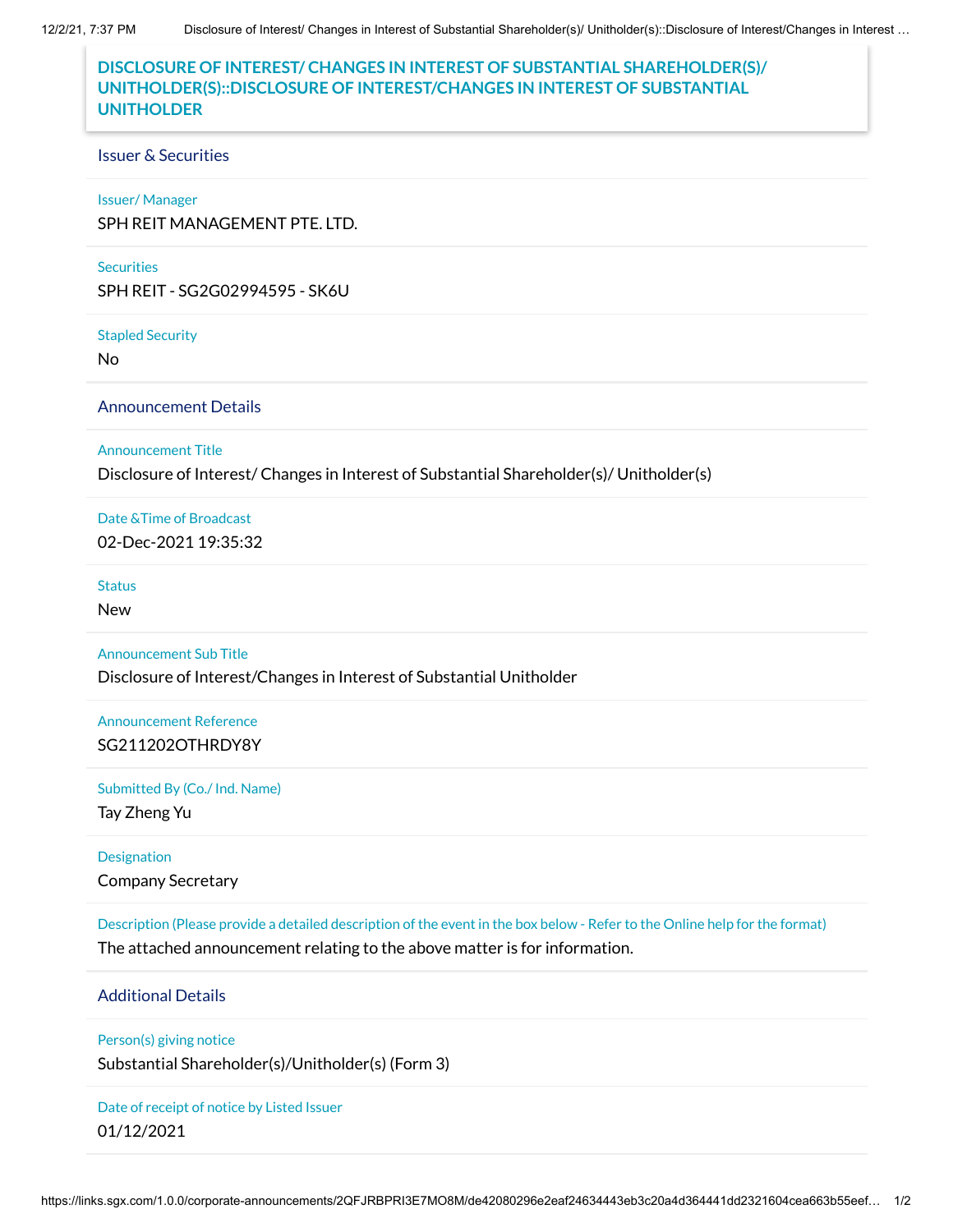# DISCLOSURE OF INTEREST/ CHANGES IN INTEREST OF SUBSTANTIAL SHAREHOLDER(S)/ UNITHOLDER(S)::DISCLOSURE OF INTEREST/CHANGES IN INTEREST OF SUBSTANTIAL UNITHOLDER

## Issuer & Securities

**Issuer/ Manager**
SPH REIT MANAGEMENT PTE. LTD.

**Securities**
SPH REIT - SG2G02994595 - SK6U

**Stapled Security**
No

## Announcement Details

**Announcement Title**
Disclosure of Interest/ Changes in Interest of Substantial Shareholder(s)/ Unitholder(s)

**Date &Time of Broadcast**
02-Dec-2021 19:35:32

**Status**
New

**Announcement Sub Title**
Disclosure of Interest/Changes in Interest of Substantial Unitholder

**Announcement Reference**
SG211202OTHRDY8Y

**Submitted By (Co./ Ind. Name)**
Tay Zheng Yu

**Designation**
Company Secretary

**Description (Please provide a detailed description of the event in the box below - Refer to the Online help for the format)**
The attached announcement relating to the above matter is for information.

## Additional Details

**Person(s) giving notice**
Substantial Shareholder(s)/Unitholder(s) (Form 3)

**Date of receipt of notice by Listed Issuer**
01/12/2021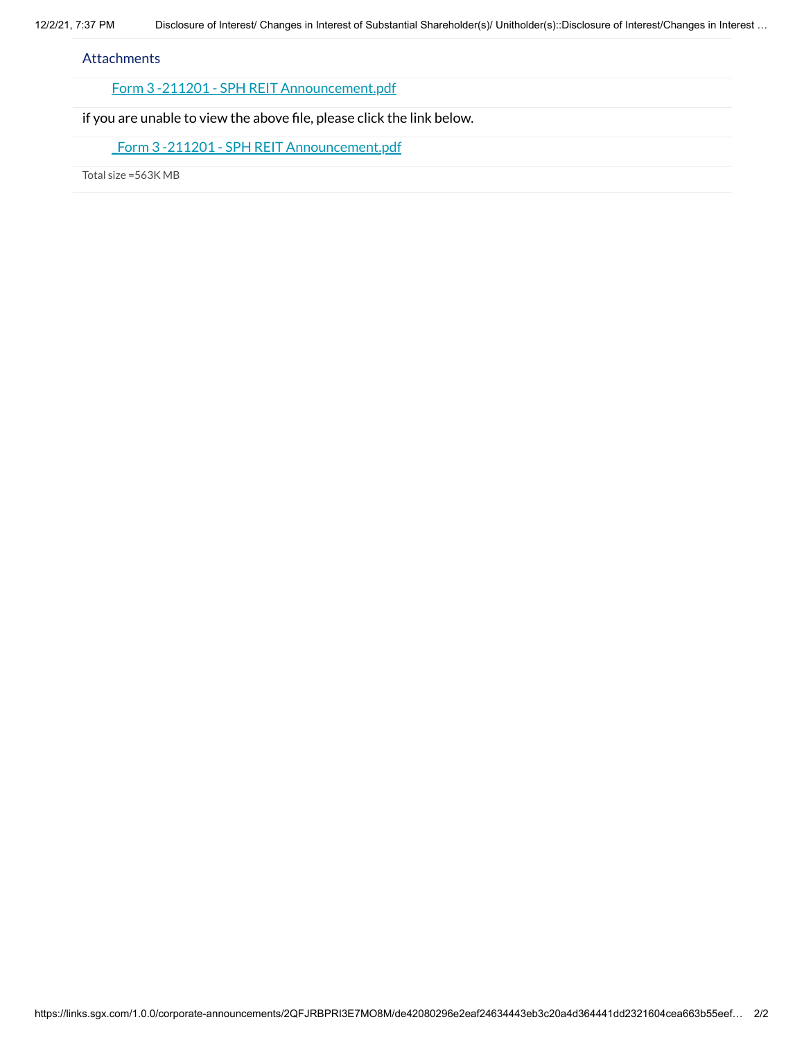## Attachments

Form 3 -211201 - SPH REIT Announcement.pdf

if you are unable to view the above file, please click the link below.

_Form 3 -211201 - SPH REIT Announcement.pdf

Total size =563K MB